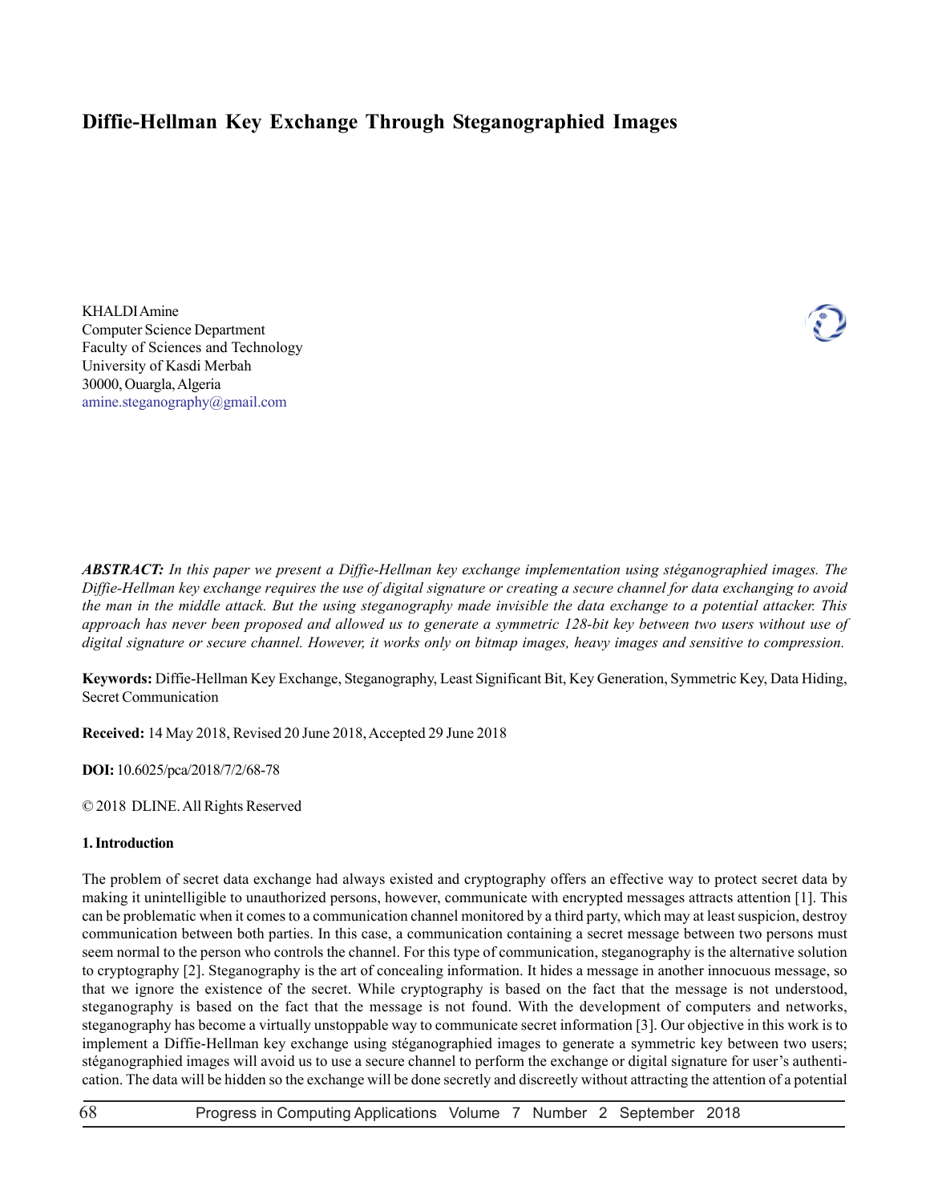# Diffie-Hellman Key Exchange Through Steganographied Images

KHALDI Amine
Computer Science Department
Faculty of Sciences and Technology
University of Kasdi Merbah
30000, Ouargla, Algeria
amine.steganography@gmail.com

***ABSTRACT:*** *In this paper we present a Diffie-Hellman key exchange implementation using stéganographied images. The Diffie-Hellman key exchange requires the use of digital signature or creating a secure channel for data exchanging to avoid the man in the middle attack. But the using steganography made invisible the data exchange to a potential attacker. This approach has never been proposed and allowed us to generate a symmetric 128-bit key between two users without use of digital signature or secure channel. However, it works only on bitmap images, heavy images and sensitive to compression.*

**Keywords:** Diffie-Hellman Key Exchange, Steganography, Least Significant Bit, Key Generation, Symmetric Key, Data Hiding, Secret Communication

**Received:** 14 May 2018, Revised 20 June 2018, Accepted 29 June 2018

**DOI:** 10.6025/pca/2018/7/2/68-78

© 2018 DLINE. All Rights Reserved

## 1. Introduction

The problem of secret data exchange had always existed and cryptography offers an effective way to protect secret data by making it unintelligible to unauthorized persons, however, communicate with encrypted messages attracts attention [1]. This can be problematic when it comes to a communication channel monitored by a third party, which may at least suspicion, destroy communication between both parties. In this case, a communication containing a secret message between two persons must seem normal to the person who controls the channel. For this type of communication, steganography is the alternative solution to cryptography [2]. Steganography is the art of concealing information. It hides a message in another innocuous message, so that we ignore the existence of the secret. While cryptography is based on the fact that the message is not understood, steganography is based on the fact that the message is not found. With the development of computers and networks, steganography has become a virtually unstoppable way to communicate secret information [3]. Our objective in this work is to implement a Diffie-Hellman key exchange using stéganographied images to generate a symmetric key between two users; stéganographied images will avoid us to use a secure channel to perform the exchange or digital signature for user's authentication. The data will be hidden so the exchange will be done secretly and discreetly without attracting the attention of a potential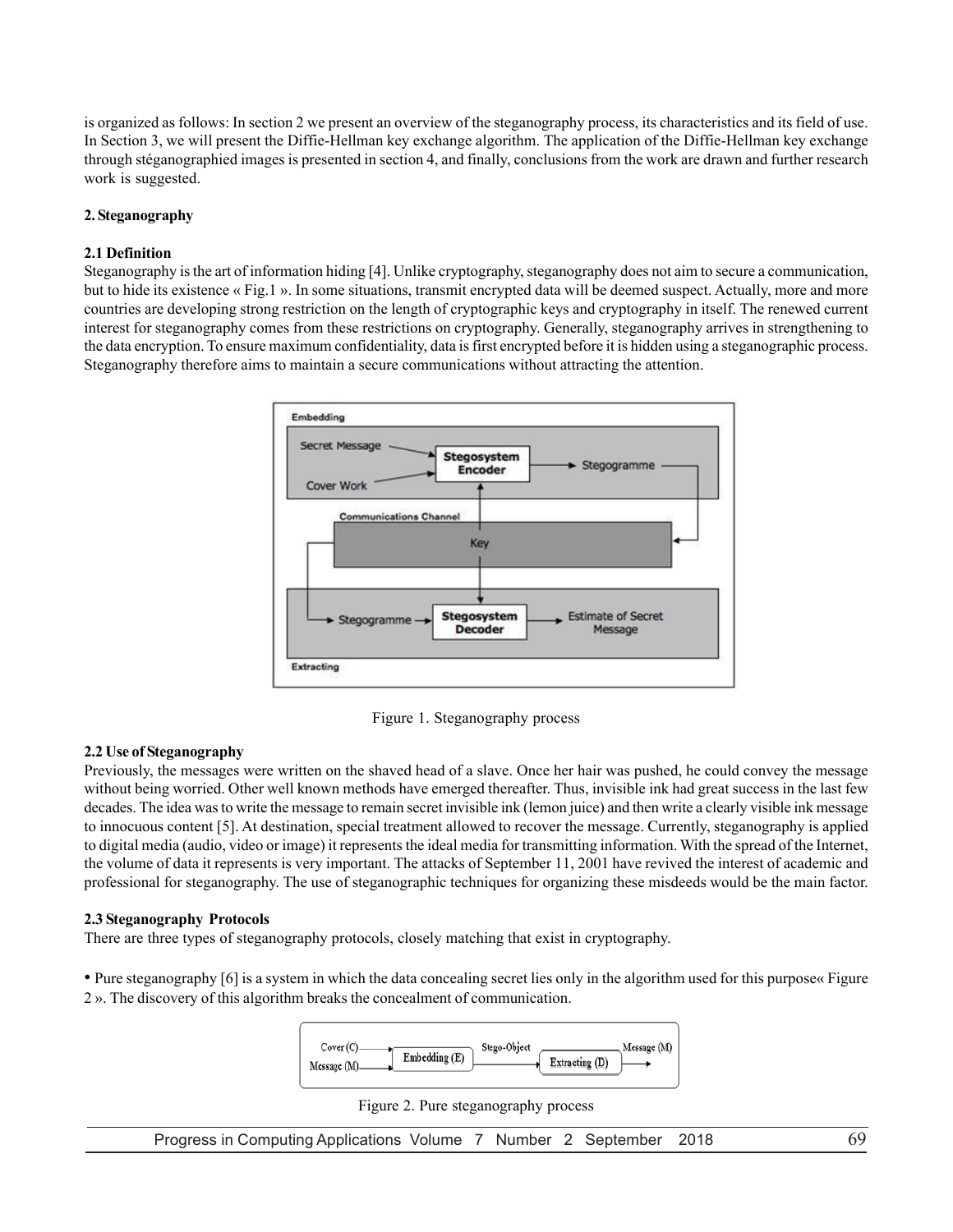is organized as follows: In section 2 we present an overview of the steganography process, its characteristics and its field of use. In Section 3, we will present the Diffie-Hellman key exchange algorithm. The application of the Diffie-Hellman key exchange through stéganographied images is presented in section 4, and finally, conclusions from the work are drawn and further research work is suggested.

## 2. Steganography

### 2.1 Definition

Steganography is the art of information hiding [4]. Unlike cryptography, steganography does not aim to secure a communication, but to hide its existence « Fig.1 ». In some situations, transmit encrypted data will be deemed suspect. Actually, more and more countries are developing strong restriction on the length of cryptographic keys and cryptography in itself. The renewed current interest for steganography comes from these restrictions on cryptography. Generally, steganography arrives in strengthening to the data encryption. To ensure maximum confidentiality, data is first encrypted before it is hidden using a steganographic process. Steganography therefore aims to maintain a secure communications without attracting the attention.

Figure 1. Steganography process

### 2.2 Use of Steganography

Previously, the messages were written on the shaved head of a slave. Once her hair was pushed, he could convey the message without being worried. Other well known methods have emerged thereafter. Thus, invisible ink had great success in the last few decades. The idea was to write the message to remain secret invisible ink (lemon juice) and then write a clearly visible ink message to innocuous content [5]. At destination, special treatment allowed to recover the message. Currently, steganography is applied to digital media (audio, video or image) it represents the ideal media for transmitting information. With the spread of the Internet, the volume of data it represents is very important. The attacks of September 11, 2001 have revived the interest of academic and professional for steganography. The use of steganographic techniques for organizing these misdeeds would be the main factor.

### 2.3 Steganography Protocols

There are three types of steganography protocols, closely matching that exist in cryptography.

- Pure steganography [6] is a system in which the data concealing secret lies only in the algorithm used for this purpose« Figure 2 ». The discovery of this algorithm breaks the concealment of communication.

Figure 2. Pure steganography process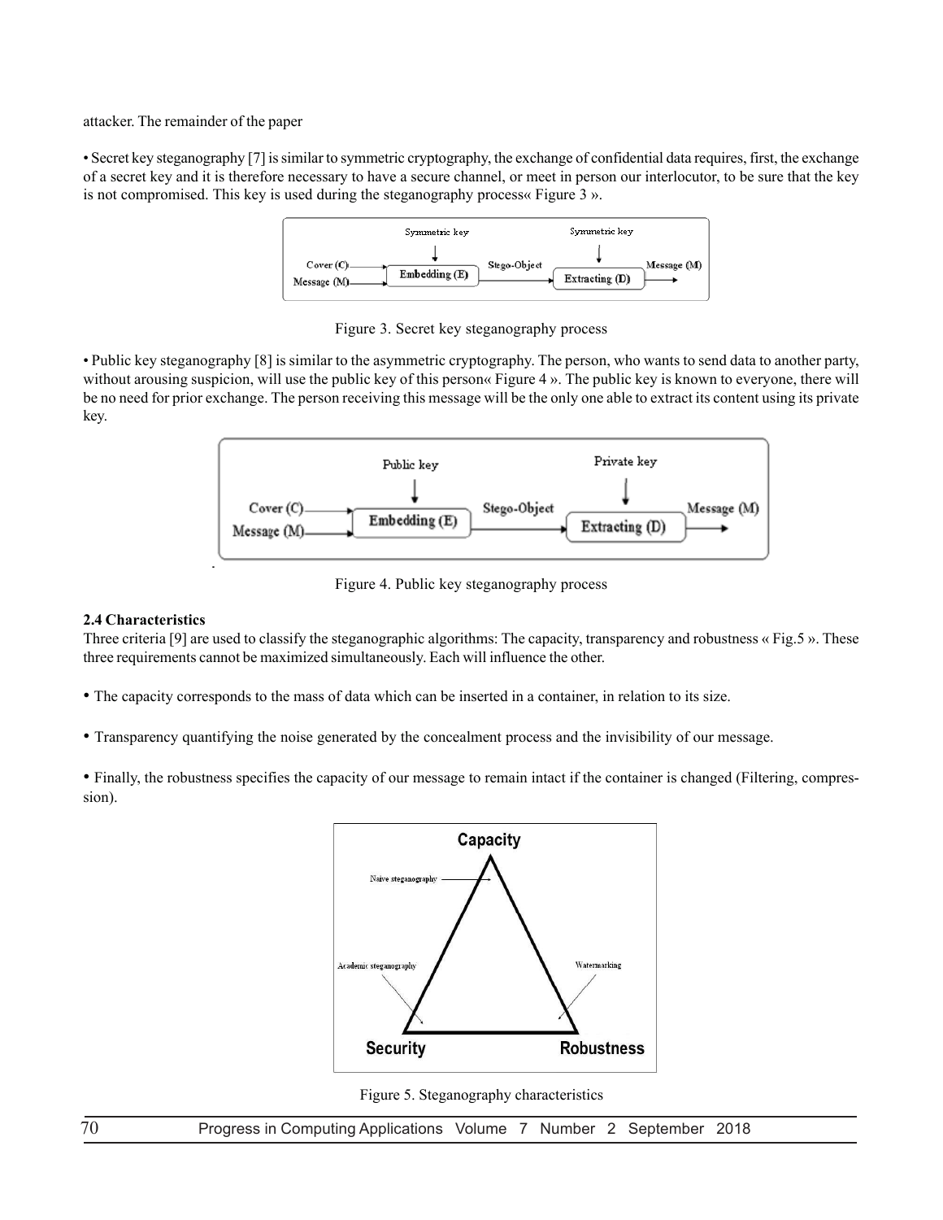attacker. The remainder of the paper

• Secret key steganography [7] is similar to symmetric cryptography, the exchange of confidential data requires, first, the exchange of a secret key and it is therefore necessary to have a secure channel, or meet in person our interlocutor, to be sure that the key is not compromised. This key is used during the steganography process« Figure 3 ».

Figure 3. Secret key steganography process

• Public key steganography [8] is similar to the asymmetric cryptography. The person, who wants to send data to another party, without arousing suspicion, will use the public key of this person« Figure 4 ». The public key is known to everyone, there will be no need for prior exchange. The person receiving this message will be the only one able to extract its content using its private key.

Figure 4. Public key steganography process

**2.4 Characteristics**

Three criteria [9] are used to classify the steganographic algorithms: The capacity, transparency and robustness « Fig.5 ». These three requirements cannot be maximized simultaneously. Each will influence the other.

• The capacity corresponds to the mass of data which can be inserted in a container, in relation to its size.

• Transparency quantifying the noise generated by the concealment process and the invisibility of our message.

• Finally, the robustness specifies the capacity of our message to remain intact if the container is changed (Filtering, compression).

Figure 5. Steganography characteristics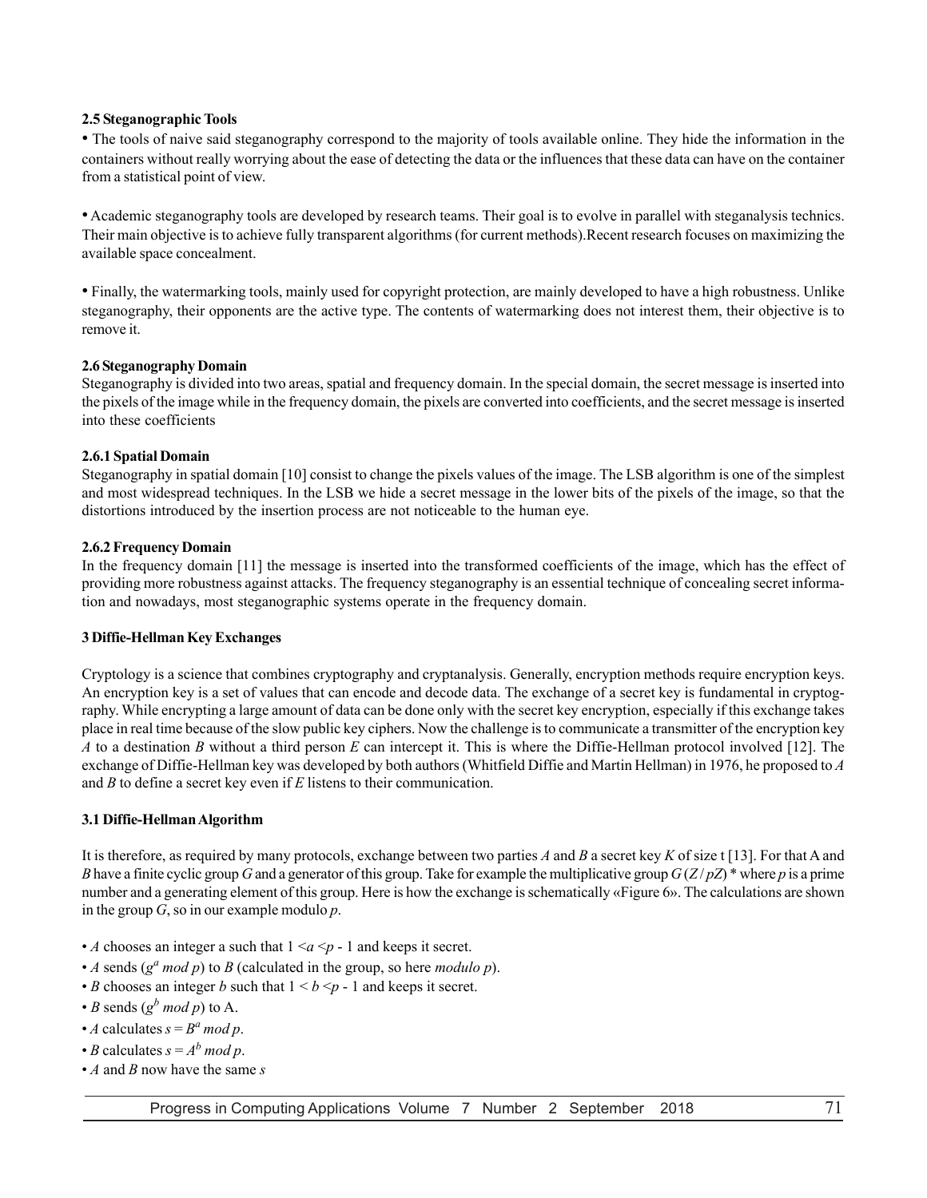**2.5 Steganographic Tools**

• The tools of naive said steganography correspond to the majority of tools available online. They hide the information in the containers without really worrying about the ease of detecting the data or the influences that these data can have on the container from a statistical point of view.

• Academic steganography tools are developed by research teams. Their goal is to evolve in parallel with steganalysis technics. Their main objective is to achieve fully transparent algorithms (for current methods).Recent research focuses on maximizing the available space concealment.

• Finally, the watermarking tools, mainly used for copyright protection, are mainly developed to have a high robustness. Unlike steganography, their opponents are the active type. The contents of watermarking does not interest them, their objective is to remove it.

**2.6 Steganography Domain**

Steganography is divided into two areas, spatial and frequency domain. In the special domain, the secret message is inserted into the pixels of the image while in the frequency domain, the pixels are converted into coefficients, and the secret message is inserted into these coefficients

**2.6.1 Spatial Domain**

Steganography in spatial domain [10] consist to change the pixels values of the image. The LSB algorithm is one of the simplest and most widespread techniques. In the LSB we hide a secret message in the lower bits of the pixels of the image, so that the distortions introduced by the insertion process are not noticeable to the human eye.

**2.6.2 Frequency Domain**

In the frequency domain [11] the message is inserted into the transformed coefficients of the image, which has the effect of providing more robustness against attacks. The frequency steganography is an essential technique of concealing secret information and nowadays, most steganographic systems operate in the frequency domain.

**3 Diffie-Hellman Key Exchanges**

Cryptology is a science that combines cryptography and cryptanalysis. Generally, encryption methods require encryption keys. An encryption key is a set of values that can encode and decode data. The exchange of a secret key is fundamental in cryptography. While encrypting a large amount of data can be done only with the secret key encryption, especially if this exchange takes place in real time because of the slow public key ciphers. Now the challenge is to communicate a transmitter of the encryption key *A* to a destination *B* without a third person *E* can intercept it. This is where the Diffie-Hellman protocol involved [12]. The exchange of Diffie-Hellman key was developed by both authors (Whitfield Diffie and Martin Hellman) in 1976, he proposed to *A* and *B* to define a secret key even if *E* listens to their communication.

**3.1 Diffie-Hellman Algorithm**

It is therefore, as required by many protocols, exchange between two parties *A* and *B* a secret key *K* of size t [13]. For that A and *B* have a finite cyclic group *G* and a generator of this group. Take for example the multiplicative group $G(Z/pZ)^*$ where *p* is a prime number and a generating element of this group. Here is how the exchange is schematically «Figure 6». The calculations are shown in the group *G*, so in our example modulo *p*.

- *A* chooses an integer a such that $1 < a < p - 1$ and keeps it secret.
- *A* sends ($g^a \bmod p$) to *B* (calculated in the group, so here *modulo p*).
- *B* chooses an integer *b* such that $1 < b < p - 1$ and keeps it secret.
- *B* sends ($g^b \bmod p$) to A.
- *A* calculates $s = B^a \bmod p$.
- *B* calculates $s = A^b \bmod p$.
- *A* and *B* now have the same *s*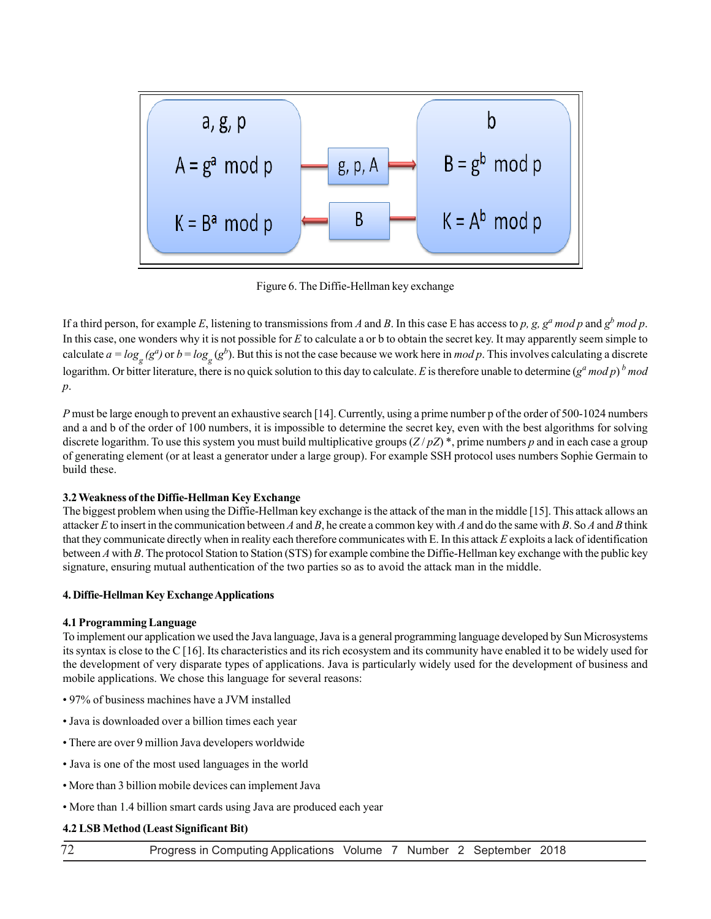Figure 6. The Diffie-Hellman key exchange

If a third person, for example *E*, listening to transmissions from *A* and *B*. In this case E has access to *p, g,* $g^a$ *mod p* and $g^b$ *mod p*. In this case, one wonders why it is not possible for *E* to calculate a or b to obtain the secret key. It may apparently seem simple to calculate $a = log_g (g^a)$ or $b = log_g (g^b)$. But this is not the case because we work here in *mod p*. This involves calculating a discrete logarithm. Or bitter literature, there is no quick solution to this day to calculate. *E* is therefore unable to determine $(g^a \bmod p)^b \bmod p$.

*P* must be large enough to prevent an exhaustive search [14]. Currently, using a prime number p of the order of 500-1024 numbers and a and b of the order of 100 numbers, it is impossible to determine the secret key, even with the best algorithms for solving discrete logarithm. To use this system you must build multiplicative groups $(Z / pZ)$ *, prime numbers *p* and in each case a group of generating element (or at least a generator under a large group). For example SSH protocol uses numbers Sophie Germain to build these.

### 3.2 Weakness of the Diffie-Hellman Key Exchange

The biggest problem when using the Diffie-Hellman key exchange is the attack of the man in the middle [15]. This attack allows an attacker *E* to insert in the communication between *A* and *B*, he create a common key with *A* and do the same with *B*. So *A* and *B* think that they communicate directly when in reality each therefore communicates with E. In this attack *E* exploits a lack of identification between *A* with *B*. The protocol Station to Station (STS) for example combine the Diffie-Hellman key exchange with the public key signature, ensuring mutual authentication of the two parties so as to avoid the attack man in the middle.

## 4. Diffie-Hellman Key Exchange Applications

### 4.1 Programming Language

To implement our application we used the Java language, Java is a general programming language developed by Sun Microsystems its syntax is close to the C [16]. Its characteristics and its rich ecosystem and its community have enabled it to be widely used for the development of very disparate types of applications. Java is particularly widely used for the development of business and mobile applications. We chose this language for several reasons:

- 97% of business machines have a JVM installed
- Java is downloaded over a billion times each year
- There are over 9 million Java developers worldwide
- Java is one of the most used languages in the world
- More than 3 billion mobile devices can implement Java
- More than 1.4 billion smart cards using Java are produced each year

### 4.2 LSB Method (Least Significant Bit)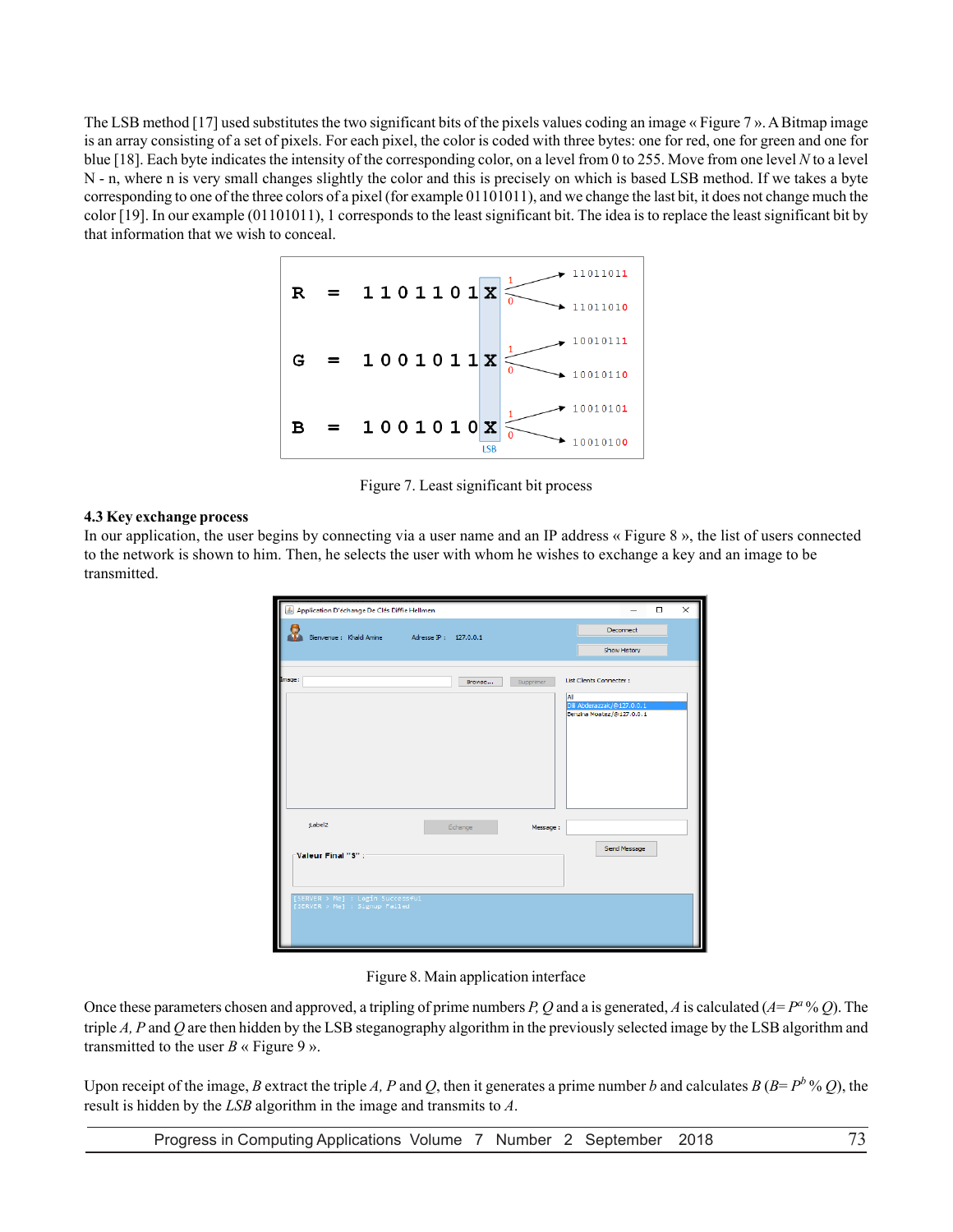The LSB method [17] used substitutes the two significant bits of the pixels values coding an image « Figure 7 ». A Bitmap image is an array consisting of a set of pixels. For each pixel, the color is coded with three bytes: one for red, one for green and one for blue [18]. Each byte indicates the intensity of the corresponding color, on a level from 0 to 255. Move from one level *N* to a level N - n, where n is very small changes slightly the color and this is precisely on which is based LSB method. If we takes a byte corresponding to one of the three colors of a pixel (for example 01101011), and we change the last bit, it does not change much the color [19]. In our example (01101011), 1 corresponds to the least significant bit. The idea is to replace the least significant bit by that information that we wish to conceal.

Figure 7. Least significant bit process

### 4.3 Key exchange process

In our application, the user begins by connecting via a user name and an IP address « Figure 8 », the list of users connected to the network is shown to him. Then, he selects the user with whom he wishes to exchange a key and an image to be transmitted.

Figure 8. Main application interface

Once these parameters chosen and approved, a tripling of prime numbers *P, Q* and a is generated, *A* is calculated ($A = P^a \% Q$). The triple *A, P* and *Q* are then hidden by the LSB steganography algorithm in the previously selected image by the LSB algorithm and transmitted to the user *B* « Figure 9 ».

Upon receipt of the image, *B* extract the triple *A, P* and *Q*, then it generates a prime number *b* and calculates *B* ($B = P^b \% Q$), the result is hidden by the *LSB* algorithm in the image and transmits to *A*.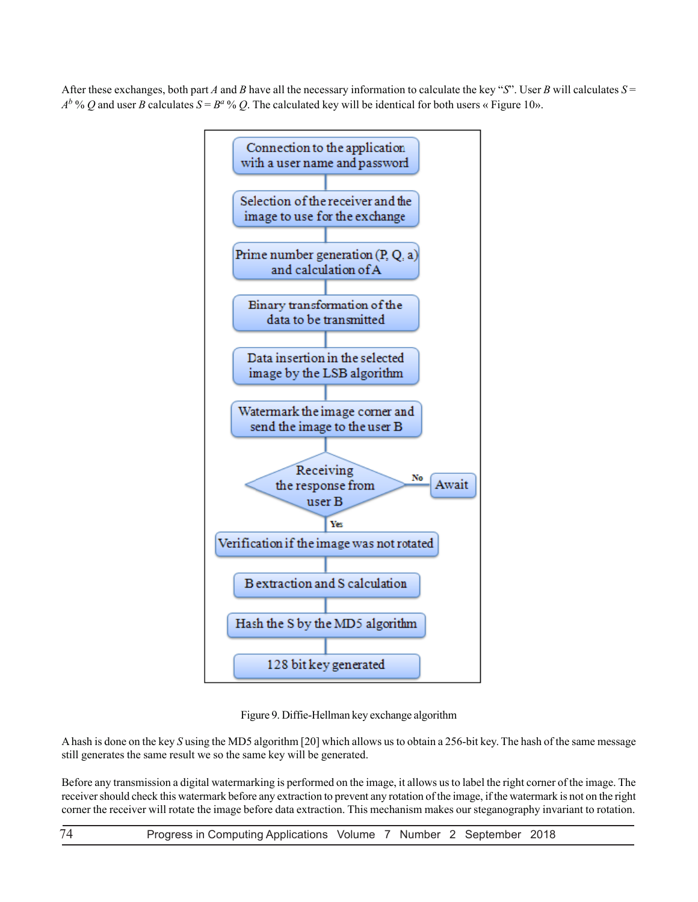After these exchanges, both part *A* and *B* have all the necessary information to calculate the key "*S*". User *B* will calculates $S = A^b \% Q$ and user *B* calculates $S = B^a \% Q$. The calculated key will be identical for both users « Figure 10».

Connection to the application with a user name and password

Selection of the receiver and the image to use for the exchange

Prime number generation (P, Q, a) and calculation of A

Binary transformation of the data to be transmitted

Data insertion in the selected image by the LSB algorithm

Watermark the image corner and send the image to the user B

Receiving the response from user B — No → Await; Yes ↓

Verification if the image was not rotated

B extraction and S calculation

Hash the S by the MD5 algorithm

128 bit key generated

Figure 9. Diffie-Hellman key exchange algorithm

A hash is done on the key *S* using the MD5 algorithm [20] which allows us to obtain a 256-bit key. The hash of the same message still generates the same result we so the same key will be generated.

Before any transmission a digital watermarking is performed on the image, it allows us to label the right corner of the image. The receiver should check this watermark before any extraction to prevent any rotation of the image, if the watermark is not on the right corner the receiver will rotate the image before data extraction. This mechanism makes our steganography invariant to rotation.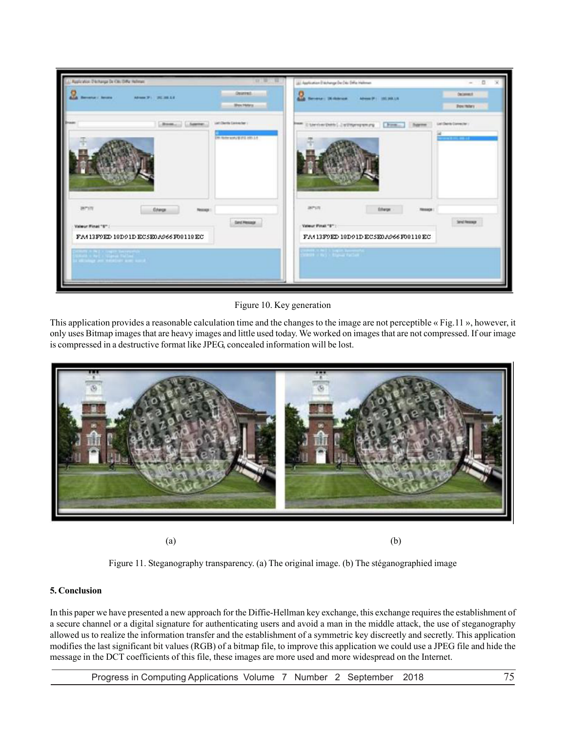Figure 10. Key generation

This application provides a reasonable calculation time and the changes to the image are not perceptible « Fig.11 », however, it only uses Bitmap images that are heavy images and little used today. We worked on images that are not compressed. If our image is compressed in a destructive format like JPEG, concealed information will be lost.

(a) (b)

Figure 11. Steganography transparency. (a) The original image. (b) The stéganographied image

## 5. Conclusion

In this paper we have presented a new approach for the Diffie-Hellman key exchange, this exchange requires the establishment of a secure channel or a digital signature for authenticating users and avoid a man in the middle attack, the use of steganography allowed us to realize the information transfer and the establishment of a symmetric key discreetly and secretly. This application modifies the last significant bit values (RGB) of a bitmap file, to improve this application we could use a JPEG file and hide the message in the DCT coefficients of this file, these images are more used and more widespread on the Internet.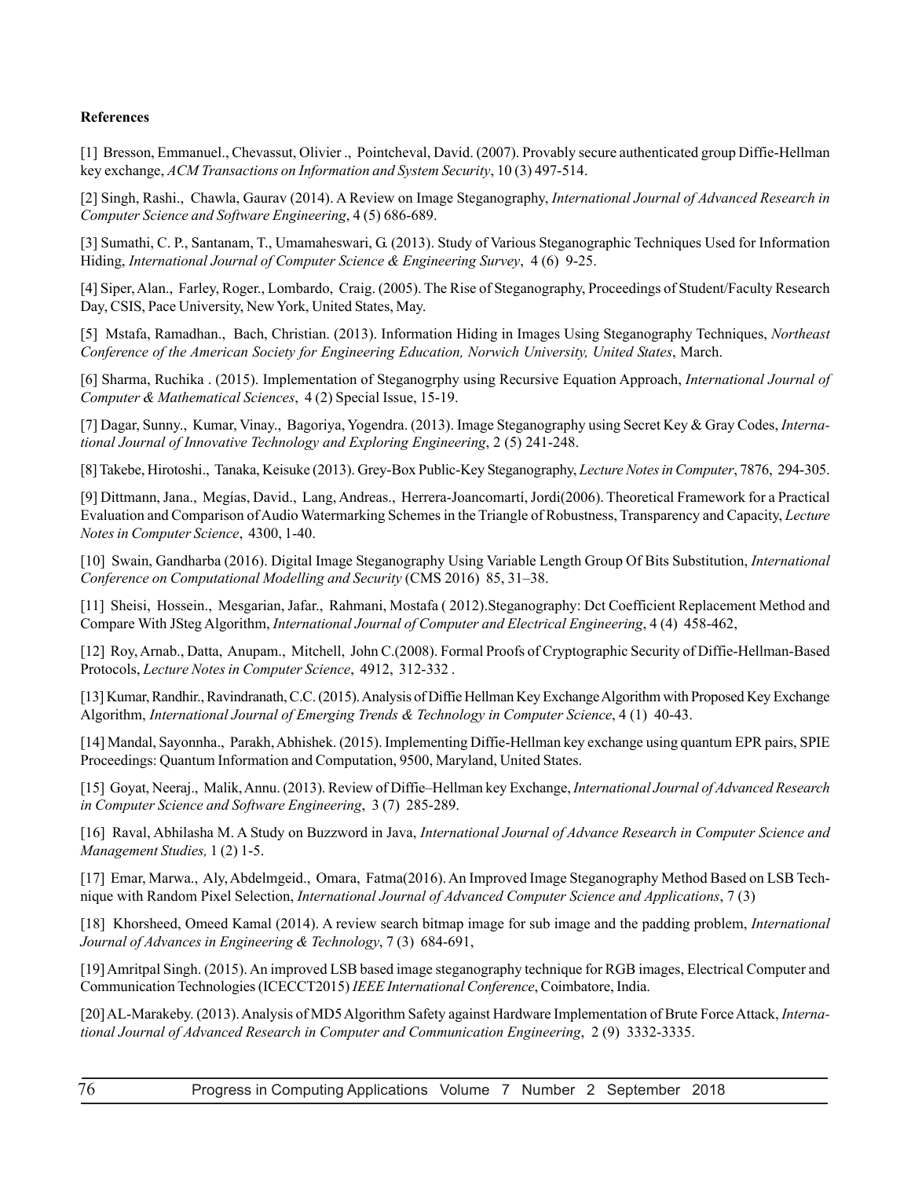**References**

[1] Bresson, Emmanuel., Chevassut, Olivier ., Pointcheval, David. (2007). Provably secure authenticated group Diffie-Hellman key exchange, *ACM Transactions on Information and System Security*, 10 (3) 497-514.

[2] Singh, Rashi., Chawla, Gaurav (2014). A Review on Image Steganography, *International Journal of Advanced Research in Computer Science and Software Engineering*, 4 (5) 686-689.

[3] Sumathi, C. P., Santanam, T., Umamaheswari, G. (2013). Study of Various Steganographic Techniques Used for Information Hiding, *International Journal of Computer Science & Engineering Survey*, 4 (6) 9-25.

[4] Siper, Alan., Farley, Roger., Lombardo, Craig. (2005). The Rise of Steganography, Proceedings of Student/Faculty Research Day, CSIS, Pace University, New York, United States, May.

[5] Mstafa, Ramadhan., Bach, Christian. (2013). Information Hiding in Images Using Steganography Techniques, *Northeast Conference of the American Society for Engineering Education, Norwich University, United States*, March.

[6] Sharma, Ruchika . (2015). Implementation of Steganogrphy using Recursive Equation Approach, *International Journal of Computer & Mathematical Sciences*, 4 (2) Special Issue, 15-19.

[7] Dagar, Sunny., Kumar, Vinay., Bagoriya, Yogendra. (2013). Image Steganography using Secret Key & Gray Codes, *International Journal of Innovative Technology and Exploring Engineering*, 2 (5) 241-248.

[8] Takebe, Hirotoshi., Tanaka, Keisuke (2013). Grey-Box Public-Key Steganography, *Lecture Notes in Computer*, 7876, 294-305.

[9] Dittmann, Jana., Megías, David., Lang, Andreas., Herrera-Joancomartí, Jordi(2006). Theoretical Framework for a Practical Evaluation and Comparison of Audio Watermarking Schemes in the Triangle of Robustness, Transparency and Capacity, *Lecture Notes in Computer Science*, 4300, 1-40.

[10] Swain, Gandharba (2016). Digital Image Steganography Using Variable Length Group Of Bits Substitution, *International Conference on Computational Modelling and Security* (CMS 2016) 85, 31–38.

[11] Sheisi, Hossein., Mesgarian, Jafar., Rahmani, Mostafa ( 2012).Steganography: Dct Coefficient Replacement Method and Compare With JSteg Algorithm, *International Journal of Computer and Electrical Engineering*, 4 (4) 458-462,

[12] Roy, Arnab., Datta, Anupam., Mitchell, John C.(2008). Formal Proofs of Cryptographic Security of Diffie-Hellman-Based Protocols, *Lecture Notes in Computer Science*, 4912, 312-332 .

[13] Kumar, Randhir., Ravindranath, C.C. (2015). Analysis of Diffie Hellman Key Exchange Algorithm with Proposed Key Exchange Algorithm, *International Journal of Emerging Trends & Technology in Computer Science*, 4 (1) 40-43.

[14] Mandal, Sayonnha., Parakh, Abhishek. (2015). Implementing Diffie-Hellman key exchange using quantum EPR pairs, SPIE Proceedings: Quantum Information and Computation, 9500, Maryland, United States.

[15] Goyat, Neeraj., Malik, Annu. (2013). Review of Diffie–Hellman key Exchange, *International Journal of Advanced Research in Computer Science and Software Engineering*, 3 (7) 285-289.

[16] Raval, Abhilasha M. A Study on Buzzword in Java, *International Journal of Advance Research in Computer Science and Management Studies,* 1 (2) 1-5.

[17] Emar, Marwa., Aly, Abdelmgeid., Omara, Fatma(2016). An Improved Image Steganography Method Based on LSB Technique with Random Pixel Selection, *International Journal of Advanced Computer Science and Applications*, 7 (3)

[18] Khorsheed, Omeed Kamal (2014). A review search bitmap image for sub image and the padding problem, *International Journal of Advances in Engineering & Technology*, 7 (3) 684-691,

[19] Amritpal Singh. (2015). An improved LSB based image steganography technique for RGB images, Electrical Computer and Communication Technologies (ICECCT2015) *IEEE International Conference*, Coimbatore, India.

[20] AL-Marakeby. (2013). Analysis of MD5 Algorithm Safety against Hardware Implementation of Brute Force Attack, *International Journal of Advanced Research in Computer and Communication Engineering*, 2 (9) 3332-3335.